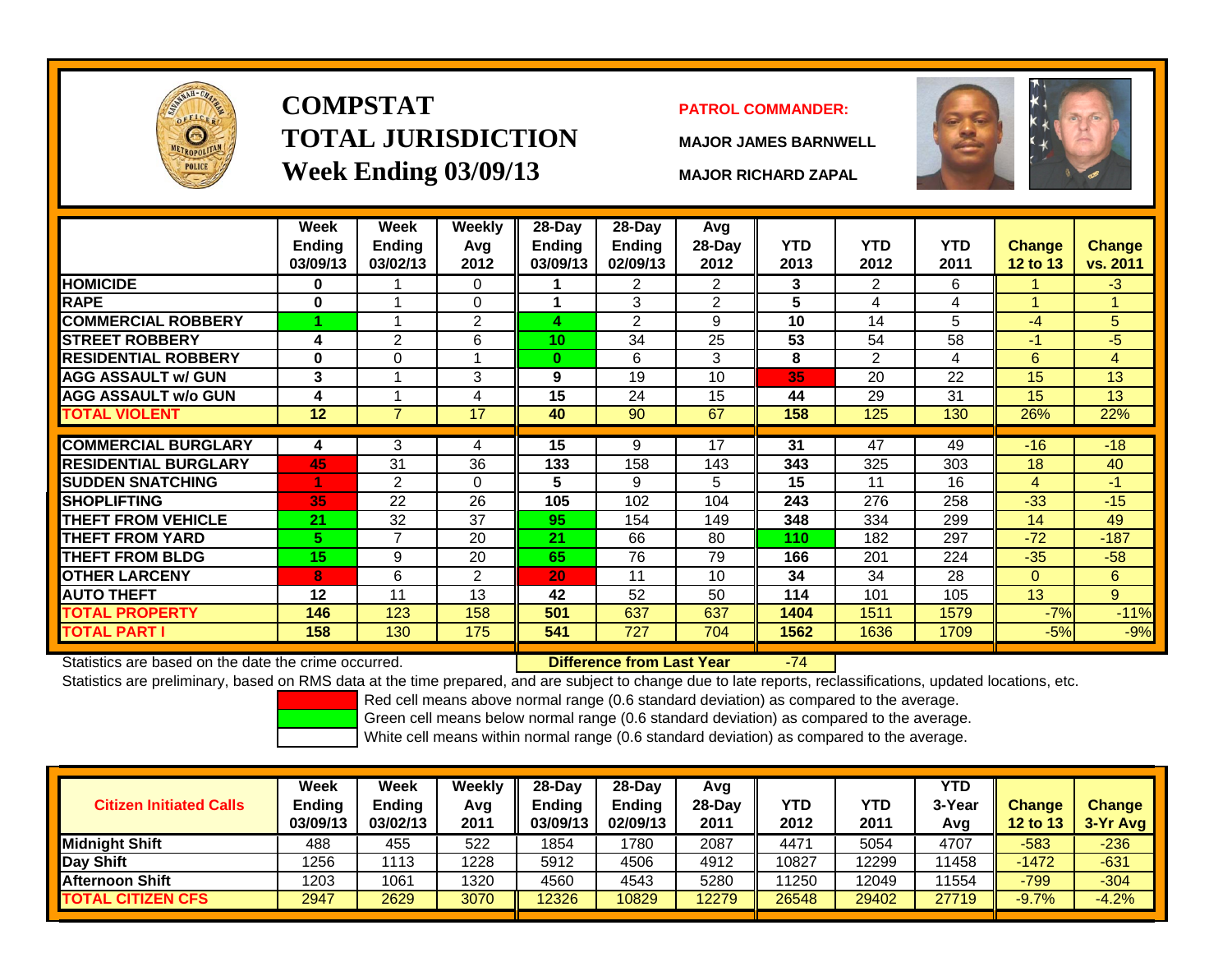# COMPSTAT
## TOTAL JURISDICTION
## Week Ending 03/09/13

**PATROL COMMANDER:**

**MAJOR JAMES BARNWELL**

**MAJOR RICHARD ZAPAL**

| | Week Ending 03/09/13 | Week Ending 03/02/13 | Weekly Avg 2012 | 28-Day Ending 03/09/13 | 28-Day Ending 02/09/13 | Avg 28-Day 2012 | YTD 2013 | YTD 2012 | YTD 2011 | Change 12 to 13 | Change vs. 2011 |
|---|---|---|---|---|---|---|---|---|---|---|---|
| HOMICIDE | 0 | 1 | 0 | 1 | 2 | 2 | 3 | 2 | 6 | 1 | -3 |
| RAPE | 0 | 1 | 0 | 1 | 3 | 2 | 5 | 4 | 4 | 1 | 1 |
| COMMERCIAL ROBBERY | 1 | 1 | 2 | 4 | 2 | 9 | 10 | 14 | 5 | -4 | 5 |
| STREET ROBBERY | 4 | 2 | 6 | 10 | 34 | 25 | 53 | 54 | 58 | -1 | -5 |
| RESIDENTIAL ROBBERY | 0 | 0 | 1 | 0 | 6 | 3 | 8 | 2 | 4 | 6 | 4 |
| AGG ASSAULT w/ GUN | 3 | 1 | 3 | 9 | 19 | 10 | 35 | 20 | 22 | 15 | 13 |
| AGG ASSAULT w/o GUN | 4 | 1 | 4 | 15 | 24 | 15 | 44 | 29 | 31 | 15 | 13 |
| TOTAL VIOLENT | 12 | 7 | 17 | 40 | 90 | 67 | 158 | 125 | 130 | 26% | 22% |
| COMMERCIAL BURGLARY | 4 | 3 | 4 | 15 | 9 | 17 | 31 | 47 | 49 | -16 | -18 |
| RESIDENTIAL BURGLARY | 45 | 31 | 36 | 133 | 158 | 143 | 343 | 325 | 303 | 18 | 40 |
| SUDDEN SNATCHING | 1 | 2 | 0 | 5 | 9 | 5 | 15 | 11 | 16 | 4 | -1 |
| SHOPLIFTING | 35 | 22 | 26 | 105 | 102 | 104 | 243 | 276 | 258 | -33 | -15 |
| THEFT FROM VEHICLE | 21 | 32 | 37 | 95 | 154 | 149 | 348 | 334 | 299 | 14 | 49 |
| THEFT FROM YARD | 5 | 7 | 20 | 21 | 66 | 80 | 110 | 182 | 297 | -72 | -187 |
| THEFT FROM BLDG | 15 | 9 | 20 | 65 | 76 | 79 | 166 | 201 | 224 | -35 | -58 |
| OTHER LARCENY | 8 | 6 | 2 | 20 | 11 | 10 | 34 | 34 | 28 | 0 | 6 |
| AUTO THEFT | 12 | 11 | 13 | 42 | 52 | 50 | 114 | 101 | 105 | 13 | 9 |
| TOTAL PROPERTY | 146 | 123 | 158 | 501 | 637 | 637 | 1404 | 1511 | 1579 | -7% | -11% |
| TOTAL PART I | 158 | 130 | 175 | 541 | 727 | 704 | 1562 | 1636 | 1709 | -5% | -9% |

Statistics are based on the date the crime occurred. **Difference from Last Year** -74

Statistics are preliminary, based on RMS data at the time prepared, and are subject to change due to late reports, reclassifications, updated locations, etc.

Red cell means above normal range (0.6 standard deviation) as compared to the average.
Green cell means below normal range (0.6 standard deviation) as compared to the average.
White cell means within normal range (0.6 standard deviation) as compared to the average.

| Citizen Initiated Calls | Week Ending 03/09/13 | Week Ending 03/02/13 | Weekly Avg 2011 | 28-Day Ending 03/09/13 | 28-Day Ending 02/09/13 | Avg 28-Day 2011 | YTD 2012 | YTD 2011 | YTD 3-Year Avg | Change 12 to 13 | Change 3-Yr Avg |
|---|---|---|---|---|---|---|---|---|---|---|---|
| Midnight Shift | 488 | 455 | 522 | 1854 | 1780 | 2087 | 4471 | 5054 | 4707 | -583 | -236 |
| Day Shift | 1256 | 1113 | 1228 | 5912 | 4506 | 4912 | 10827 | 12299 | 11458 | -1472 | -631 |
| Afternoon Shift | 1203 | 1061 | 1320 | 4560 | 4543 | 5280 | 11250 | 12049 | 11554 | -799 | -304 |
| TOTAL CITIZEN CFS | 2947 | 2629 | 3070 | 12326 | 10829 | 12279 | 26548 | 29402 | 27719 | -9.7% | -4.2% |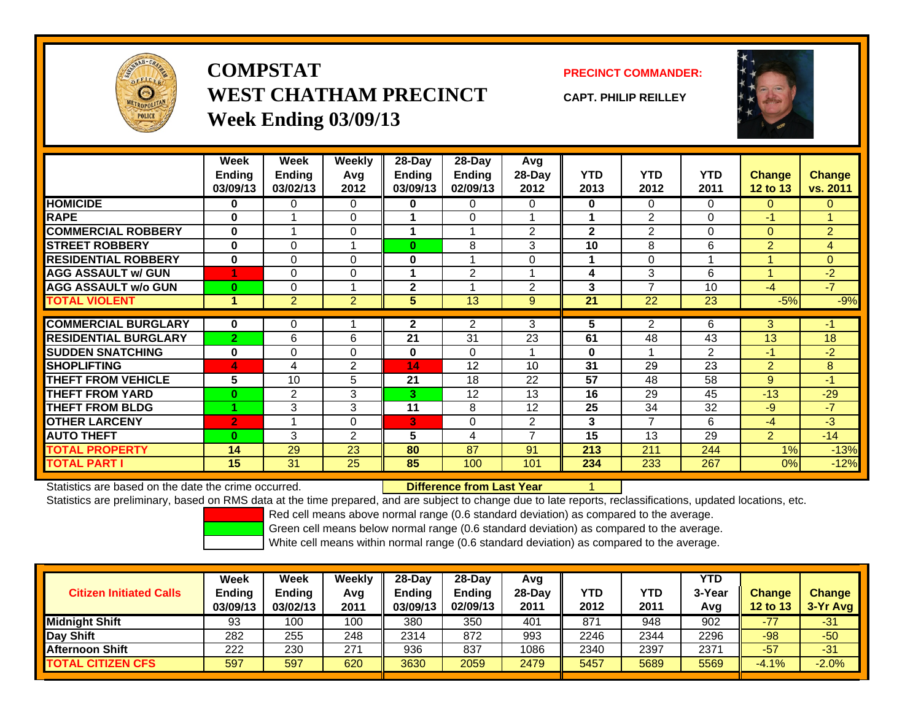# COMPSTAT
## WEST CHATHAM PRECINCT
### Week Ending 03/09/13

**PRECINCT COMMANDER:**

**CAPT. PHILIP REILLEY**

| | Week Ending 03/09/13 | Week Ending 03/02/13 | Weekly Avg 2012 | 28-Day Ending 03/09/13 | 28-Day Ending 02/09/13 | Avg 28-Day 2012 | YTD 2013 | YTD 2012 | YTD 2011 | Change 12 to 13 | Change vs. 2011 |
|---|---|---|---|---|---|---|---|---|---|---|---|
| **HOMICIDE** | 0 | 0 | 0 | 0 | 0 | 0 | 0 | 0 | 0 | 0 | 0 |
| **RAPE** | 0 | 1 | 0 | 1 | 0 | 1 | 1 | 2 | 0 | -1 | 1 |
| **COMMERCIAL ROBBERY** | 0 | 1 | 0 | 1 | 1 | 2 | 2 | 2 | 0 | 0 | 2 |
| **STREET ROBBERY** | 0 | 0 | 1 | 0 | 8 | 3 | 10 | 8 | 6 | 2 | 4 |
| **RESIDENTIAL ROBBERY** | 0 | 0 | 0 | 0 | 1 | 0 | 1 | 0 | 1 | 1 | 0 |
| **AGG ASSAULT w/ GUN** | 1 | 0 | 0 | 1 | 2 | 1 | 4 | 3 | 6 | 1 | -2 |
| **AGG ASSAULT w/o GUN** | 0 | 0 | 1 | 2 | 1 | 2 | 3 | 7 | 10 | -4 | -7 |
| **TOTAL VIOLENT** | 1 | 2 | 2 | 5 | 13 | 9 | 21 | 22 | 23 | -5% | -9% |
| **COMMERCIAL BURGLARY** | 0 | 0 | 1 | 2 | 2 | 3 | 5 | 2 | 6 | 3 | -1 |
| **RESIDENTIAL BURGLARY** | 2 | 6 | 6 | 21 | 31 | 23 | 61 | 48 | 43 | 13 | 18 |
| **SUDDEN SNATCHING** | 0 | 0 | 0 | 0 | 0 | 1 | 0 | 1 | 2 | -1 | -2 |
| **SHOPLIFTING** | 4 | 4 | 2 | 14 | 12 | 10 | 31 | 29 | 23 | 2 | 8 |
| **THEFT FROM VEHICLE** | 5 | 10 | 5 | 21 | 18 | 22 | 57 | 48 | 58 | 9 | -1 |
| **THEFT FROM YARD** | 0 | 2 | 3 | 3 | 12 | 13 | 16 | 29 | 45 | -13 | -29 |
| **THEFT FROM BLDG** | 1 | 3 | 3 | 11 | 8 | 12 | 25 | 34 | 32 | -9 | -7 |
| **OTHER LARCENY** | 2 | 1 | 0 | 3 | 0 | 2 | 3 | 7 | 6 | -4 | -3 |
| **AUTO THEFT** | 0 | 3 | 2 | 5 | 4 | 7 | 15 | 13 | 29 | 2 | -14 |
| **TOTAL PROPERTY** | 14 | 29 | 23 | 80 | 87 | 91 | 213 | 211 | 244 | 1% | -13% |
| **TOTAL PART I** | 15 | 31 | 25 | 85 | 100 | 101 | 234 | 233 | 267 | 0% | -12% |

Statistics are based on the date the crime occurred. **Difference from Last Year** 1

Statistics are preliminary, based on RMS data at the time prepared, and are subject to change due to late reports, reclassifications, updated locations, etc.

Red cell means above normal range (0.6 standard deviation) as compared to the average.

Green cell means below normal range (0.6 standard deviation) as compared to the average.

White cell means within normal range (0.6 standard deviation) as compared to the average.

| Citizen Initiated Calls | Week Ending 03/09/13 | Week Ending 03/02/13 | Weekly Avg 2011 | 28-Day Ending 03/09/13 | 28-Day Ending 02/09/13 | Avg 28-Day 2011 | YTD 2012 | YTD 2011 | YTD 3-Year Avg | Change 12 to 13 | Change 3-Yr Avg |
|---|---|---|---|---|---|---|---|---|---|---|---|
| **Midnight Shift** | 93 | 100 | 100 | 380 | 350 | 401 | 871 | 948 | 902 | -77 | -31 |
| **Day Shift** | 282 | 255 | 248 | 2314 | 872 | 993 | 2246 | 2344 | 2296 | -98 | -50 |
| **Afternoon Shift** | 222 | 230 | 271 | 936 | 837 | 1086 | 2340 | 2397 | 2371 | -57 | -31 |
| **TOTAL CITIZEN CFS** | 597 | 597 | 620 | 3630 | 2059 | 2479 | 5457 | 5689 | 5569 | -4.1% | -2.0% |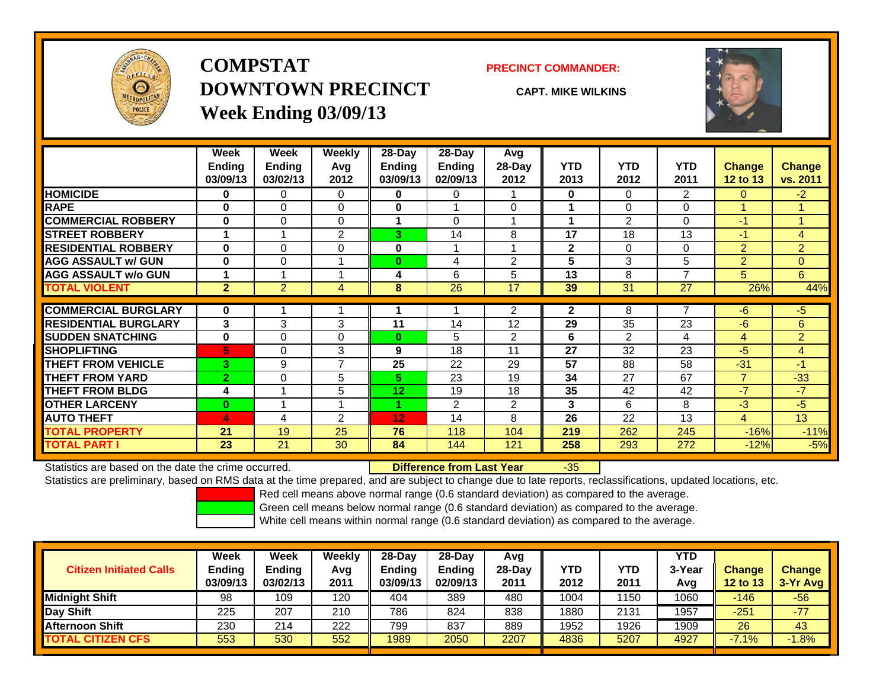# COMPSTAT
# DOWNTOWN PRECINCT
## Week Ending 03/09/13

**PRECINCT COMMANDER:**

**CAPT. MIKE WILKINS**

| | Week Ending 03/09/13 | Week Ending 03/02/13 | Weekly Avg 2012 | 28-Day Ending 03/09/13 | 28-Day Ending 02/09/13 | Avg 28-Day 2012 | YTD 2013 | YTD 2012 | YTD 2011 | Change 12 to 13 | Change vs. 2011 |
|---|---|---|---|---|---|---|---|---|---|---|---|
| HOMICIDE | 0 | 0 | 0 | 0 | 0 | 1 | 0 | 0 | 2 | 0 | -2 |
| RAPE | 0 | 0 | 0 | 0 | 1 | 0 | 1 | 0 | 0 | 1 | 1 |
| COMMERCIAL ROBBERY | 0 | 0 | 0 | 1 | 0 | 1 | 1 | 2 | 0 | -1 | 1 |
| STREET ROBBERY | 1 | 1 | 2 | 3 | 14 | 8 | 17 | 18 | 13 | -1 | 4 |
| RESIDENTIAL ROBBERY | 0 | 0 | 0 | 0 | 1 | 1 | 2 | 0 | 0 | 2 | 2 |
| AGG ASSAULT w/ GUN | 0 | 0 | 1 | 0 | 4 | 2 | 5 | 3 | 5 | 2 | 0 |
| AGG ASSAULT w/o GUN | 1 | 1 | 1 | 4 | 6 | 5 | 13 | 8 | 7 | 5 | 6 |
| TOTAL VIOLENT | 2 | 2 | 4 | 8 | 26 | 17 | 39 | 31 | 27 | 26% | 44% |
| COMMERCIAL BURGLARY | 0 | 1 | 1 | 1 | 1 | 2 | 2 | 8 | 7 | -6 | -5 |
| RESIDENTIAL BURGLARY | 3 | 3 | 3 | 11 | 14 | 12 | 29 | 35 | 23 | -6 | 6 |
| SUDDEN SNATCHING | 0 | 0 | 0 | 0 | 5 | 2 | 6 | 2 | 4 | 4 | 2 |
| SHOPLIFTING | 5 | 0 | 3 | 9 | 18 | 11 | 27 | 32 | 23 | -5 | 4 |
| THEFT FROM VEHICLE | 3 | 9 | 7 | 25 | 22 | 29 | 57 | 88 | 58 | -31 | -1 |
| THEFT FROM YARD | 2 | 0 | 5 | 5 | 23 | 19 | 34 | 27 | 67 | 7 | -33 |
| THEFT FROM BLDG | 4 | 1 | 5 | 12 | 19 | 18 | 35 | 42 | 42 | -7 | -7 |
| OTHER LARCENY | 0 | 1 | 1 | 1 | 2 | 2 | 3 | 6 | 8 | -3 | -5 |
| AUTO THEFT | 4 | 4 | 2 | 12 | 14 | 8 | 26 | 22 | 13 | 4 | 13 |
| TOTAL PROPERTY | 21 | 19 | 25 | 76 | 118 | 104 | 219 | 262 | 245 | -16% | -11% |
| TOTAL PART I | 23 | 21 | 30 | 84 | 144 | 121 | 258 | 293 | 272 | -12% | -5% |

Statistics are based on the date the crime occurred. **Difference from Last Year** -35

Statistics are preliminary, based on RMS data at the time prepared, and are subject to change due to late reports, reclassifications, updated locations, etc.

Red cell means above normal range (0.6 standard deviation) as compared to the average.
Green cell means below normal range (0.6 standard deviation) as compared to the average.
White cell means within normal range (0.6 standard deviation) as compared to the average.

| Citizen Initiated Calls | Week Ending 03/09/13 | Week Ending 03/02/13 | Weekly Avg 2011 | 28-Day Ending 03/09/13 | 28-Day Ending 02/09/13 | Avg 28-Day 2011 | YTD 2012 | YTD 2011 | YTD 3-Year Avg | Change 12 to 13 | Change 3-Yr Avg |
|---|---|---|---|---|---|---|---|---|---|---|---|
| Midnight Shift | 98 | 109 | 120 | 404 | 389 | 480 | 1004 | 1150 | 1060 | -146 | -56 |
| Day Shift | 225 | 207 | 210 | 786 | 824 | 838 | 1880 | 2131 | 1957 | -251 | -77 |
| Afternoon Shift | 230 | 214 | 222 | 799 | 837 | 889 | 1952 | 1926 | 1909 | 26 | 43 |
| TOTAL CITIZEN CFS | 553 | 530 | 552 | 1989 | 2050 | 2207 | 4836 | 5207 | 4927 | -7.1% | -1.8% |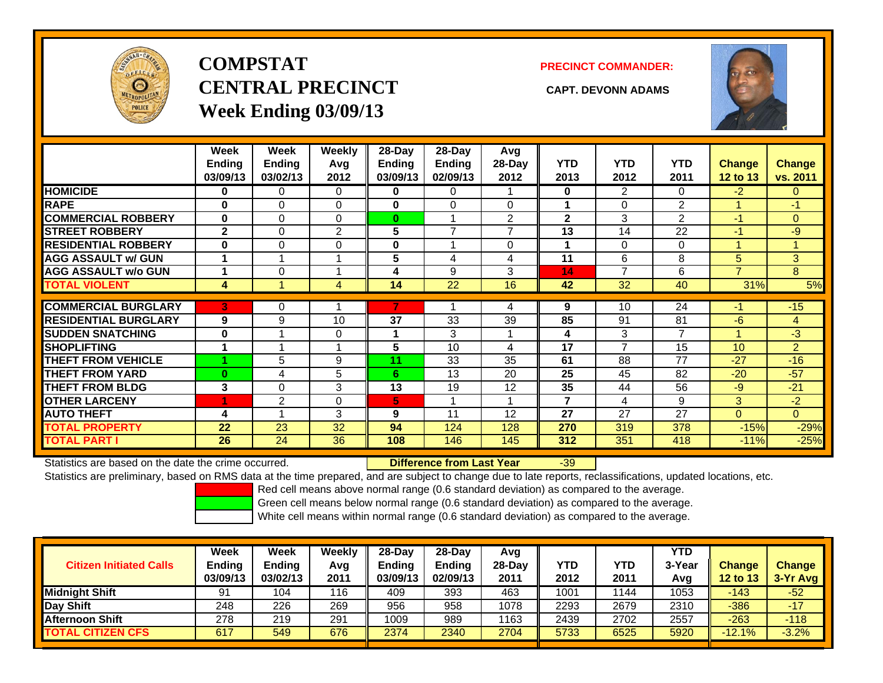# COMPSTAT
# CENTRAL PRECINCT
## Week Ending 03/09/13

**PRECINCT COMMANDER:**

**CAPT. DEVONN ADAMS**

| | Week Ending 03/09/13 | Week Ending 03/02/13 | Weekly Avg 2012 | 28-Day Ending 03/09/13 | 28-Day Ending 02/09/13 | Avg 28-Day 2012 | YTD 2013 | YTD 2012 | YTD 2011 | Change 12 to 13 | Change vs. 2011 |
|---|---|---|---|---|---|---|---|---|---|---|---|
| **HOMICIDE** | 0 | 0 | 0 | 0 | 0 | 1 | 0 | 2 | 0 | -2 | 0 |
| **RAPE** | 0 | 0 | 0 | 0 | 0 | 0 | 1 | 0 | 2 | 1 | -1 |
| **COMMERCIAL ROBBERY** | 0 | 0 | 0 | 0 | 1 | 2 | 2 | 3 | 2 | -1 | 0 |
| **STREET ROBBERY** | 2 | 0 | 2 | 5 | 7 | 7 | 13 | 14 | 22 | -1 | -9 |
| **RESIDENTIAL ROBBERY** | 0 | 0 | 0 | 0 | 1 | 0 | 1 | 0 | 0 | 1 | 1 |
| **AGG ASSAULT w/ GUN** | 1 | 1 | 1 | 5 | 4 | 4 | 11 | 6 | 8 | 5 | 3 |
| **AGG ASSAULT w/o GUN** | 1 | 0 | 1 | 4 | 9 | 3 | 14 | 7 | 6 | 7 | 8 |
| **TOTAL VIOLENT** | 4 | 1 | 4 | 14 | 22 | 16 | 42 | 32 | 40 | 31% | 5% |
| **COMMERCIAL BURGLARY** | 3 | 0 | 1 | 7 | 1 | 4 | 9 | 10 | 24 | -1 | -15 |
| **RESIDENTIAL BURGLARY** | 9 | 9 | 10 | 37 | 33 | 39 | 85 | 91 | 81 | -6 | 4 |
| **SUDDEN SNATCHING** | 0 | 1 | 0 | 1 | 3 | 1 | 4 | 3 | 7 | 1 | -3 |
| **SHOPLIFTING** | 1 | 1 | 1 | 5 | 10 | 4 | 17 | 7 | 15 | 10 | 2 |
| **THEFT FROM VEHICLE** | 1 | 5 | 9 | 11 | 33 | 35 | 61 | 88 | 77 | -27 | -16 |
| **THEFT FROM YARD** | 0 | 4 | 5 | 6 | 13 | 20 | 25 | 45 | 82 | -20 | -57 |
| **THEFT FROM BLDG** | 3 | 0 | 3 | 13 | 19 | 12 | 35 | 44 | 56 | -9 | -21 |
| **OTHER LARCENY** | 1 | 2 | 0 | 5 | 1 | 1 | 7 | 4 | 9 | 3 | -2 |
| **AUTO THEFT** | 4 | 1 | 3 | 9 | 11 | 12 | 27 | 27 | 27 | 0 | 0 |
| **TOTAL PROPERTY** | 22 | 23 | 32 | 94 | 124 | 128 | 270 | 319 | 378 | -15% | -29% |
| **TOTAL PART I** | 26 | 24 | 36 | 108 | 146 | 145 | 312 | 351 | 418 | -11% | -25% |

Statistics are based on the date the crime occurred. **Difference from Last Year** -39

Statistics are preliminary, based on RMS data at the time prepared, and are subject to change due to late reports, reclassifications, updated locations, etc.

Red cell means above normal range (0.6 standard deviation) as compared to the average.
Green cell means below normal range (0.6 standard deviation) as compared to the average.
White cell means within normal range (0.6 standard deviation) as compared to the average.

| Citizen Initiated Calls | Week Ending 03/09/13 | Week Ending 03/02/13 | Weekly Avg 2011 | 28-Day Ending 03/09/13 | 28-Day Ending 02/09/13 | Avg 28-Day 2011 | YTD 2012 | YTD 2011 | YTD 3-Year Avg | Change 12 to 13 | Change 3-Yr Avg |
|---|---|---|---|---|---|---|---|---|---|---|---|
| **Midnight Shift** | 91 | 104 | 116 | 409 | 393 | 463 | 1001 | 1144 | 1053 | -143 | -52 |
| **Day Shift** | 248 | 226 | 269 | 956 | 958 | 1078 | 2293 | 2679 | 2310 | -386 | -17 |
| **Afternoon Shift** | 278 | 219 | 291 | 1009 | 989 | 1163 | 2439 | 2702 | 2557 | -263 | -118 |
| **TOTAL CITIZEN CFS** | 617 | 549 | 676 | 2374 | 2340 | 2704 | 5733 | 6525 | 5920 | -12.1% | -3.2% |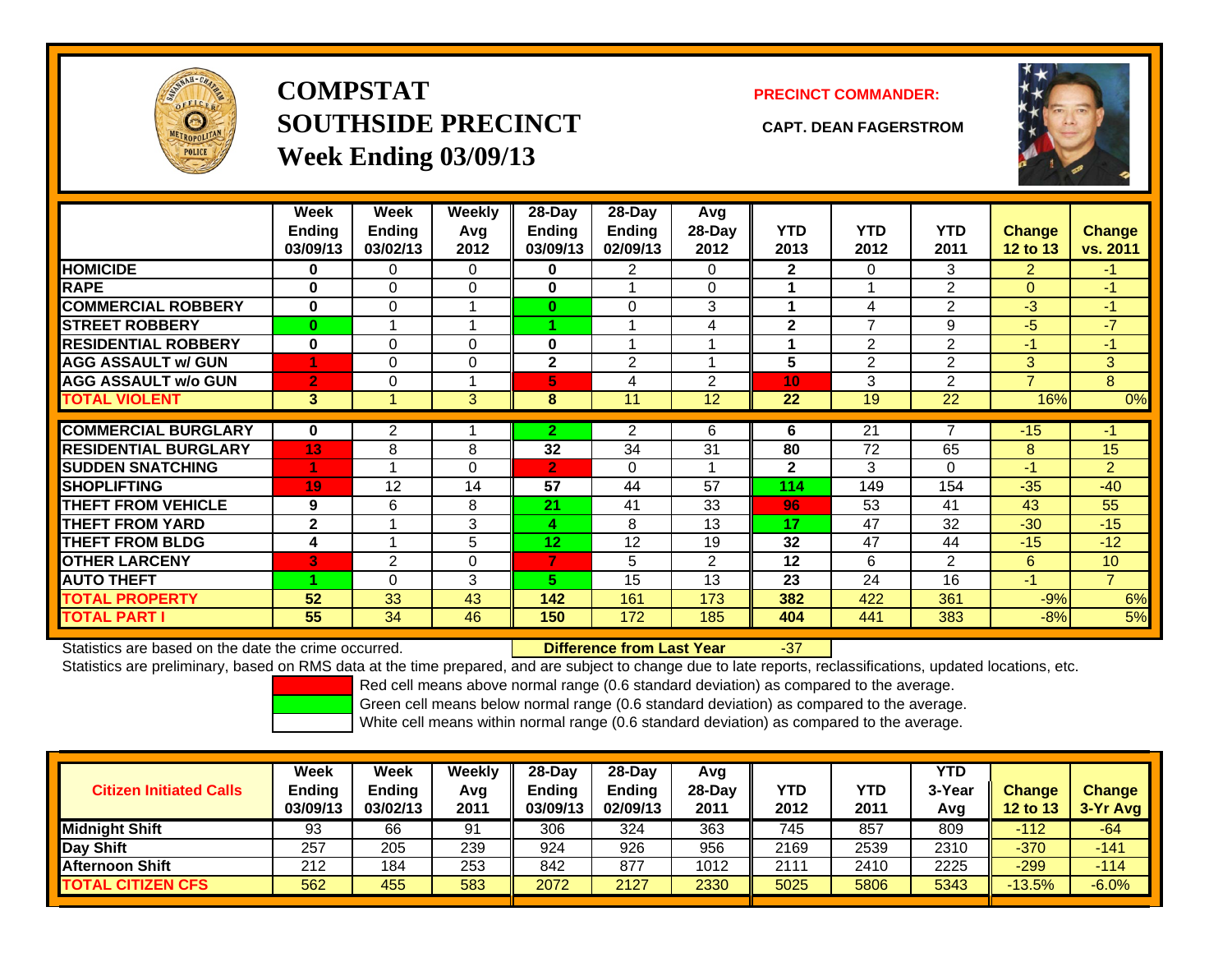# COMPSTAT SOUTHSIDE PRECINCT

## Week Ending 03/09/13

**PRECINCT COMMANDER:**

**CAPT. DEAN FAGERSTROM**

| | Week Ending 03/09/13 | Week Ending 03/02/13 | Weekly Avg 2012 | 28-Day Ending 03/09/13 | 28-Day Ending 02/09/13 | Avg 28-Day 2012 | YTD 2013 | YTD 2012 | YTD 2011 | Change 12 to 13 | Change vs. 2011 |
|---|---|---|---|---|---|---|---|---|---|---|---|
| **HOMICIDE** | 0 | 0 | 0 | 0 | 2 | 0 | 2 | 0 | 3 | 2 | -1 |
| **RAPE** | 0 | 0 | 0 | 0 | 1 | 0 | 1 | 1 | 2 | 0 | -1 |
| **COMMERCIAL ROBBERY** | 0 | 0 | 1 | 0 | 0 | 3 | 1 | 4 | 2 | -3 | -1 |
| **STREET ROBBERY** | 0 | 1 | 1 | 1 | 1 | 4 | 2 | 7 | 9 | -5 | -7 |
| **RESIDENTIAL ROBBERY** | 0 | 0 | 0 | 0 | 1 | 1 | 1 | 2 | 2 | -1 | -1 |
| **AGG ASSAULT w/ GUN** | 1 | 0 | 0 | 2 | 2 | 1 | 5 | 2 | 2 | 3 | 3 |
| **AGG ASSAULT w/o GUN** | 2 | 0 | 1 | 5 | 4 | 2 | 10 | 3 | 2 | 7 | 8 |
| **TOTAL VIOLENT** | 3 | 1 | 3 | 8 | 11 | 12 | 22 | 19 | 22 | 16% | 0% |
| **COMMERCIAL BURGLARY** | 0 | 2 | 1 | 2 | 2 | 6 | 6 | 21 | 7 | -15 | -1 |
| **RESIDENTIAL BURGLARY** | 13 | 8 | 8 | 32 | 34 | 31 | 80 | 72 | 65 | 8 | 15 |
| **SUDDEN SNATCHING** | 1 | 1 | 0 | 2 | 0 | 1 | 2 | 3 | 0 | -1 | 2 |
| **SHOPLIFTING** | 19 | 12 | 14 | 57 | 44 | 57 | 114 | 149 | 154 | -35 | -40 |
| **THEFT FROM VEHICLE** | 9 | 6 | 8 | 21 | 41 | 33 | 96 | 53 | 41 | 43 | 55 |
| **THEFT FROM YARD** | 2 | 1 | 3 | 4 | 8 | 13 | 17 | 47 | 32 | -30 | -15 |
| **THEFT FROM BLDG** | 4 | 1 | 5 | 12 | 12 | 19 | 32 | 47 | 44 | -15 | -12 |
| **OTHER LARCENY** | 3 | 2 | 0 | 7 | 5 | 2 | 12 | 6 | 2 | 6 | 10 |
| **AUTO THEFT** | 1 | 0 | 3 | 5 | 15 | 13 | 23 | 24 | 16 | -1 | 7 |
| **TOTAL PROPERTY** | 52 | 33 | 43 | 142 | 161 | 173 | 382 | 422 | 361 | -9% | 6% |
| **TOTAL PART I** | 55 | 34 | 46 | 150 | 172 | 185 | 404 | 441 | 383 | -8% | 5% |

Statistics are based on the date the crime occurred. **Difference from Last Year** -37

Statistics are preliminary, based on RMS data at the time prepared, and are subject to change due to late reports, reclassifications, updated locations, etc.

Red cell means above normal range (0.6 standard deviation) as compared to the average.
Green cell means below normal range (0.6 standard deviation) as compared to the average.
White cell means within normal range (0.6 standard deviation) as compared to the average.

| Citizen Initiated Calls | Week Ending 03/09/13 | Week Ending 03/02/13 | Weekly Avg 2011 | 28-Day Ending 03/09/13 | 28-Day Ending 02/09/13 | Avg 28-Day 2011 | YTD 2012 | YTD 2011 | YTD 3-Year Avg | Change 12 to 13 | Change 3-Yr Avg |
|---|---|---|---|---|---|---|---|---|---|---|---|
| **Midnight Shift** | 93 | 66 | 91 | 306 | 324 | 363 | 745 | 857 | 809 | -112 | -64 |
| **Day Shift** | 257 | 205 | 239 | 924 | 926 | 956 | 2169 | 2539 | 2310 | -370 | -141 |
| **Afternoon Shift** | 212 | 184 | 253 | 842 | 877 | 1012 | 2111 | 2410 | 2225 | -299 | -114 |
| **TOTAL CITIZEN CFS** | 562 | 455 | 583 | 2072 | 2127 | 2330 | 5025 | 5806 | 5343 | -13.5% | -6.0% |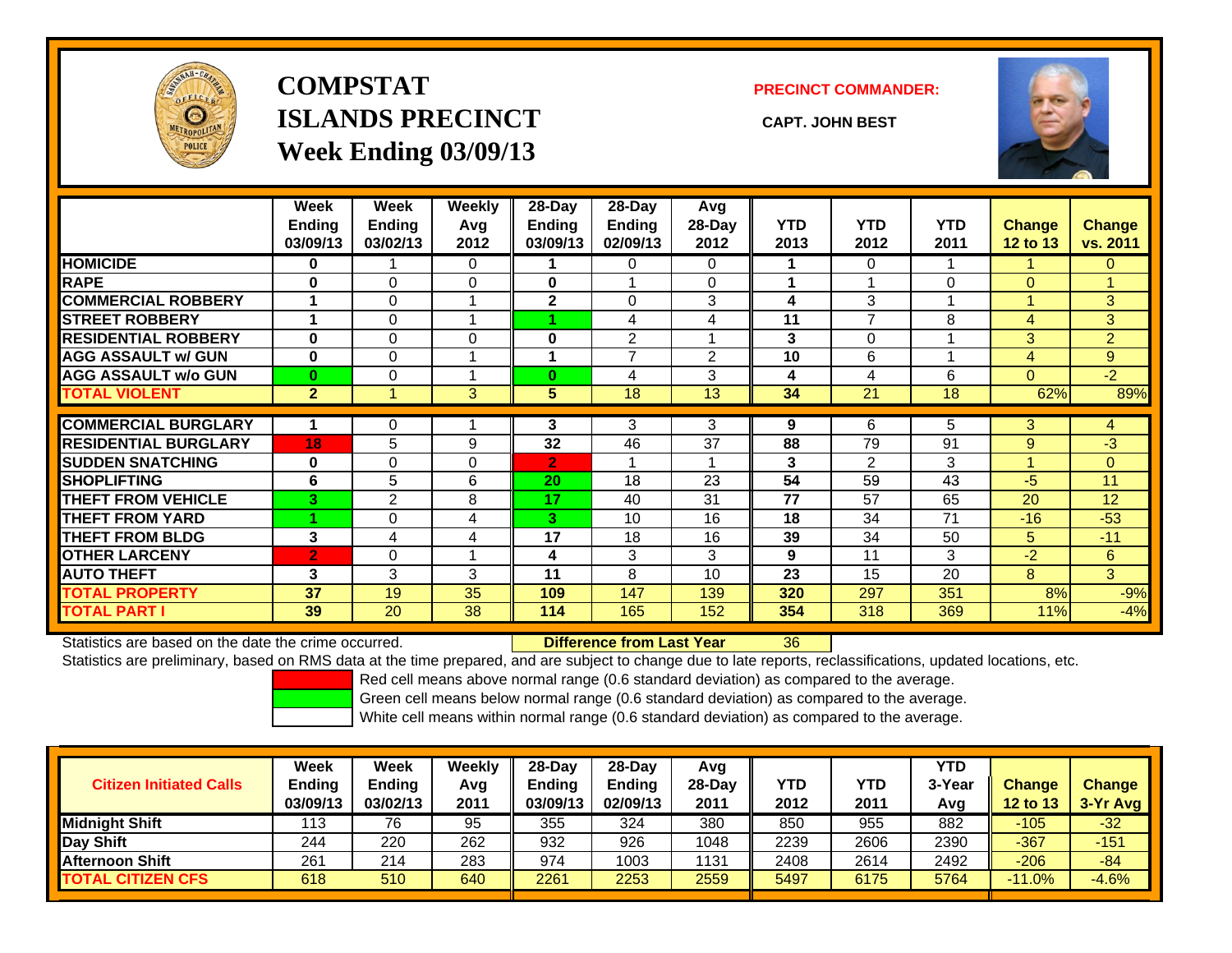# COMPSTAT ISLANDS PRECINCT

## Week Ending 03/09/13

**PRECINCT COMMANDER:**

**CAPT. JOHN BEST**

| | Week Ending 03/09/13 | Week Ending 03/02/13 | Weekly Avg 2012 | 28-Day Ending 03/09/13 | 28-Day Ending 02/09/13 | Avg 28-Day 2012 | YTD 2013 | YTD 2012 | YTD 2011 | Change 12 to 13 | Change vs. 2011 |
|---|---|---|---|---|---|---|---|---|---|---|---|
| HOMICIDE | 0 | 1 | 0 | 1 | 0 | 0 | 1 | 0 | 1 | 1 | 0 |
| RAPE | 0 | 0 | 0 | 0 | 1 | 0 | 1 | 1 | 0 | 0 | 1 |
| COMMERCIAL ROBBERY | 1 | 0 | 1 | 2 | 0 | 3 | 4 | 3 | 1 | 1 | 3 |
| STREET ROBBERY | 1 | 0 | 1 | 1 | 4 | 4 | 11 | 7 | 8 | 4 | 3 |
| RESIDENTIAL ROBBERY | 0 | 0 | 0 | 0 | 2 | 1 | 3 | 0 | 1 | 3 | 2 |
| AGG ASSAULT w/ GUN | 0 | 0 | 1 | 1 | 7 | 2 | 10 | 6 | 1 | 4 | 9 |
| AGG ASSAULT w/o GUN | 0 | 0 | 1 | 0 | 4 | 3 | 4 | 4 | 6 | 0 | -2 |
| TOTAL VIOLENT | 2 | 1 | 3 | 5 | 18 | 13 | 34 | 21 | 18 | 62% | 89% |
| COMMERCIAL BURGLARY | 1 | 0 | 1 | 3 | 3 | 3 | 9 | 6 | 5 | 3 | 4 |
| RESIDENTIAL BURGLARY | 18 | 5 | 9 | 32 | 46 | 37 | 88 | 79 | 91 | 9 | -3 |
| SUDDEN SNATCHING | 0 | 0 | 0 | 2 | 1 | 1 | 3 | 2 | 3 | 1 | 0 |
| SHOPLIFTING | 6 | 5 | 6 | 20 | 18 | 23 | 54 | 59 | 43 | -5 | 11 |
| THEFT FROM VEHICLE | 3 | 2 | 8 | 17 | 40 | 31 | 77 | 57 | 65 | 20 | 12 |
| THEFT FROM YARD | 1 | 0 | 4 | 3 | 10 | 16 | 18 | 34 | 71 | -16 | -53 |
| THEFT FROM BLDG | 3 | 4 | 4 | 17 | 18 | 16 | 39 | 34 | 50 | 5 | -11 |
| OTHER LARCENY | 2 | 0 | 1 | 4 | 3 | 3 | 9 | 11 | 3 | -2 | 6 |
| AUTO THEFT | 3 | 3 | 3 | 11 | 8 | 10 | 23 | 15 | 20 | 8 | 3 |
| TOTAL PROPERTY | 37 | 19 | 35 | 109 | 147 | 139 | 320 | 297 | 351 | 8% | -9% |
| TOTAL PART I | 39 | 20 | 38 | 114 | 165 | 152 | 354 | 318 | 369 | 11% | -4% |

Statistics are based on the date the crime occurred. **Difference from Last Year** 36

Statistics are preliminary, based on RMS data at the time prepared, and are subject to change due to late reports, reclassifications, updated locations, etc.

Red cell means above normal range (0.6 standard deviation) as compared to the average.

Green cell means below normal range (0.6 standard deviation) as compared to the average.

White cell means within normal range (0.6 standard deviation) as compared to the average.

| Citizen Initiated Calls | Week Ending 03/09/13 | Week Ending 03/02/13 | Weekly Avg 2011 | 28-Day Ending 03/09/13 | 28-Day Ending 02/09/13 | Avg 28-Day 2011 | YTD 2012 | YTD 2011 | YTD 3-Year Avg | Change 12 to 13 | Change 3-Yr Avg |
|---|---|---|---|---|---|---|---|---|---|---|---|
| Midnight Shift | 113 | 76 | 95 | 355 | 324 | 380 | 850 | 955 | 882 | -105 | -32 |
| Day Shift | 244 | 220 | 262 | 932 | 926 | 1048 | 2239 | 2606 | 2390 | -367 | -151 |
| Afternoon Shift | 261 | 214 | 283 | 974 | 1003 | 1131 | 2408 | 2614 | 2492 | -206 | -84 |
| TOTAL CITIZEN CFS | 618 | 510 | 640 | 2261 | 2253 | 2559 | 5497 | 6175 | 5764 | -11.0% | -4.6% |